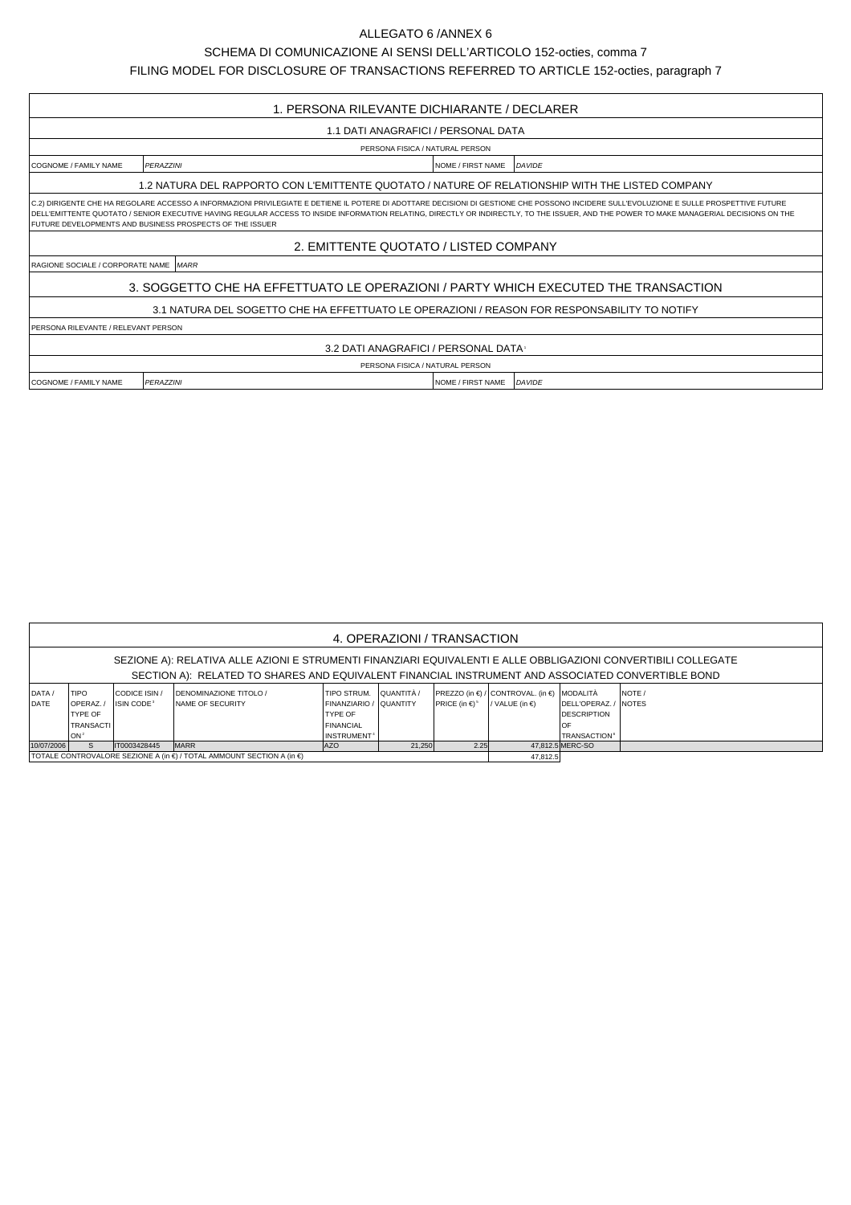# ALLEGATO 6 /ANNEX 6

## SCHEMA DI COMUNICAZIONE AI SENSI DELL'ARTICOLO 152-octies, comma 7

## FILING MODEL FOR DISCLOSURE OF TRANSACTIONS REFERRED TO ARTICLE 152-octies, paragraph 7

### 1. PERSONA RILEVANTE DICHIARANTE / DECLARER

#### 1.1 DATI ANAGRAFICI / PERSONAL DATA

PERSONA FISICA / NATURAL PERSON

| COGNOME / FAMILY NAME | *PERAZZINI* | NOME / FIRST NAME | *DAVIDE* |
|---|---|---|---|

#### 1.2 NATURA DEL RAPPORTO CON L'EMITTENTE QUOTATO / NATURE OF RELATIONSHIP WITH THE LISTED COMPANY

C.2) DIRIGENTE CHE HA REGOLARE ACCESSO A INFORMAZIONI PRIVILEGIATE E DETIENE IL POTERE DI ADOTTARE DECISIONI DI GESTIONE CHE POSSONO INCIDERE SULL'EVOLUZIONE E SULLE PROSPETTIVE FUTURE DELL'EMITTENTE QUOTATO / SENIOR EXECUTIVE HAVING REGULAR ACCESS TO INSIDE INFORMATION RELATING, DIRECTLY OR INDIRECTLY, TO THE ISSUER, AND THE POWER TO MAKE MANAGERIAL DECISIONS ON THE FUTURE DEVELOPMENTS AND BUSINESS PROSPECTS OF THE ISSUER

### 2. EMITTENTE QUOTATO / LISTED COMPANY

RAGIONE SOCIALE / CORPORATE NAME *MARR*

### 3. SOGGETTO CHE HA EFFETTUATO LE OPERAZIONI / PARTY WHICH EXECUTED THE TRANSACTION

#### 3.1 NATURA DEL SOGETTO CHE HA EFFETTUATO LE OPERAZIONI / REASON FOR RESPONSABILITY TO NOTIFY

PERSONA RILEVANTE / RELEVANT PERSON

#### 3.2 DATI ANAGRAFICI / PERSONAL DATA[1]

PERSONA FISICA / NATURAL PERSON

| COGNOME / FAMILY NAME | *PERAZZINI* | NOME / FIRST NAME | *DAVIDE* |
|---|---|---|---|

### 4. OPERAZIONI / TRANSACTION

SEZIONE A): RELATIVA ALLE AZIONI E STRUMENTI FINANZIARI EQUIVALENTI E ALLE OBBLIGAZIONI CONVERTIBILI COLLEGATE
SECTION A): RELATED TO SHARES AND EQUIVALENT FINANCIAL INSTRUMENT AND ASSOCIATED CONVERTIBLE BOND

| DATA / DATE | TIPO OPERAZ. / TYPE OF TRANSACTION[2] | CODICE ISIN / ISIN CODE[3] | DENOMINAZIONE TITOLO / NAME OF SECURITY | TIPO STRUM. FINANZIARIO / TYPE OF FINANCIAL INSTRUMENT[4] | QUANTITÀ / QUANTITY | PREZZO (in €) / PRICE (in €)[5] | CONTROVAL. (in €) / VALUE (in €) | MODALITÀ DELL'OPERAZ. / DESCRIPTION OF TRANSACTION[6] | NOTE / NOTES |
|---|---|---|---|---|---|---|---|---|---|
| 10/07/2006 | S | IT0003428445 | MARR | AZO | 21,250 | 2.25 | 47,812.5 | MERC-SO | |
| TOTALE CONTROVALORE SEZIONE A (in €) / TOTAL AMMOUNT SECTION A (in €) | | | | | | | 47,812.5 | | |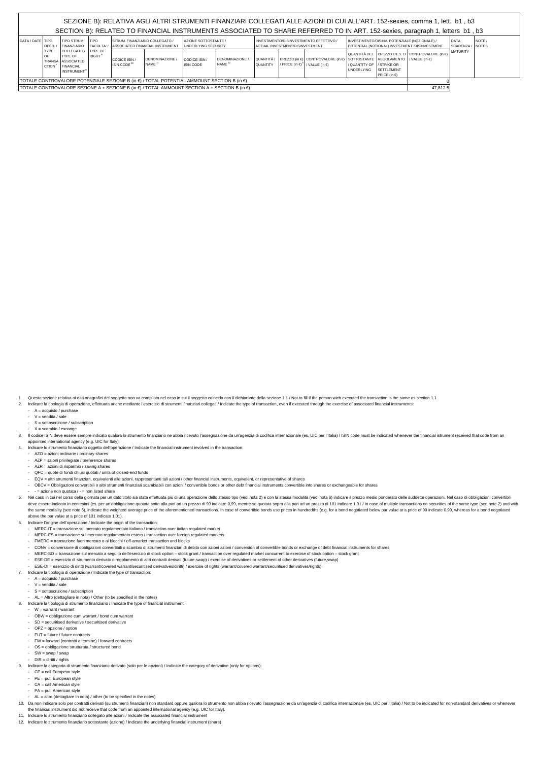# SEZIONE B): RELATIVA AGLI ALTRI STRUMENTI FINANZIARI COLLEGATI ALLE AZIONI DI CUI ALL'ART. 152-sexies, comma 1, lett. b1 , b3

## SECTION B): RELATED TO FINANCIAL INSTRUMENTS ASSOCIATED TO SHARE REFERRED TO IN ART. 152-sexies, paragraph 1, letters b1 , b3

| DATA / DATE | TIPO OPER. / TYPE OF TRANSACTION [7] | TIPO STRUM. FINANZIARIO COLLEGATO / TYPE OF ASSOCIATED FINANCIAL INSTRUMENT [8] | TIPO FACOLTA' / TYPE OF RIGHT [9] | STRUM. FINANZIARIO COLLEGATO / ASSOCIATED FINANCIAL INSTRUMENT | | AZIONE SOTTOSTANTE / UNDERLYING SECURITY | | INVESTIMENTO/DISINVESTIMENTO EFFETTIVO / ACTUAL INVESTMENT/DISINVESTMENT | | | INVESTIMENTO/DISINV. POTENZIALE (NOZIONALE) / POTENTIAL (NOTIONAL) INVESTMENT /DISINVESTMENT | | | DATA SCADENZA / MATURITY | NOTE / NOTES |
|---|---|---|---|---|---|---|---|---|---|---|---|---|---|---|---|
| | | | | CODICE ISIN / ISIN CODE [10] | DENOMINAZIONE / NAME [11] | CODICE ISIN / ISIN CODE | DENOMINAZIONE / NAME [12] | QUANTITA' / QUANTITY | PREZZO (in €) / PRICE (in €) [5] | CONTROVALORE (in €) / VALUE (in €) | QUANTITÀ DEL SOTTOSTANTE / QUANTITY OF UNDERLYING | PREZZO D'ES. O REGOLAMENTO / STRIKE OR SETTLEMENT PRICE (in €) | CONTROVALORE (in €) / VALUE (in €) | | |
| TOTALE CONTROVALORE POTENZIALE SEZIONE B (in €) / TOTAL POTENTIAL AMMOUNT SECTION B (in €) | | | | | | | | | | | | | 0 | | |
| TOTALE CONTROVALORE SEZIONE A + SEZIONE B (in €) / TOTAL AMMOUNT SECTION A + SECTION B (in €) | | | | | | | | | | | | | 47,812.5 | | |

1. Questa sezione relativa ai dati anagrafici del soggetto non va compilata nel caso in cui il soggetto coincida con il dichiarante della sezione 1.1 / Not to fill if the person wich executed the transaction is the same as section 1.1
2. Indicare la tipologia di operazione, effettuata anche mediante l'esercizio di strumenti finanziari collegati / Indicate the type of transaction, even if executed through the exercise of associated financial instruments:
   - A = acquisto / purchase
   - V = vendita / sale
   - S = sottoscrizione / subscription
   - X = scambio / excange
3. Il codice ISIN deve essere sempre indicato qualora lo strumento finanziario ne abbia ricevuto l'assegnazione da un'agenzia di codifica internazionale (es. UIC per l'Italia) / ISIN code must be indicated whenever the financial istrument received that code from an appointed international agency (e.g. UIC for Italy)
4. Indicare lo strumento finanziario oggetto dell'operazione / Indicate the financial instrument involved in the transaction:
   - AZO = azioni ordinarie / ordinary shares
   - AZP = azioni privilegiate / preference shares
   - AZR = azioni di risparmio / saving shares
   - QFC = quote di fondi chiusi quotati / units of closed-end funds
   - EQV = altri strumenti finanziari, equivalenti alle azioni, rappresentanti tali azioni / other financial instruments, equivalent, or representative of shares
   - OBCV = Obbligazioni convertibili o altri strumenti finanziari scambiabili con azioni / convertible bonds or other debt financial instruments convertible into shares or exchangeable for shares
   - - = azione non quotata / - = non listed share
5. Nel caso in cui nel corso della giornata per un dato titolo sia stata effettuata più di una operazione dello stesso tipo (vedi nota 2) e con la stessa modalità (vedi nota 6) indicare il prezzo medio ponderato delle suddette operazioni. Nel caso di obbligazioni convertibili deve essere indicato in centesimi (es. per un'obbligazione quotata sotto alla pari ad un prezzo di 99 indicare 0,99, mentre se quotata sopra alla pari ad un prezzo di 101 indicare 1,01 / In case of multiple transactions on securities of the same type (see note 2) and with the same modality (see note 6), indicate the weighted average price of the aforementioned transactions. In case of convertible bonds use prices in hundredths (e.g. for a bond negotiated below par value at a price of 99 indicate 0,99, whereas for a bond negotiated above the par value at a price of 101 indicate 1,01).
6. Indicare l'origine dell'operazione / Indicate the origin of the transaction:
   - MERC-IT = transazione sul mercato regolamentato italiano / transaction over italian regulated market
   - MERC-ES = transazione sul mercato regolamentato estero / transaction over foreign regulated markets
   - FMERC = transazione fuori mercato o ai blocchi / off-amarket transaction and blocks
   - CONV = conversione di obbligazioni convertibili o scambio di strumenti finanziari di debito con azioni azioni / conversion of convertible bonds or exchange of debt financial instruments for shares
   - MERC-SO = transazione sul mercato a seguito dell'esercizio di stock option – stock grant / transaction over regulated market concurrent to exercise of stock option – stock grant
   - ESE-DE = esercizio di strumento derivato o regolamento di altri contratti derivati (future,swap) / exercise of derivatives or settlement of other derivatives (future,swap)
   - ESE-DI = esercizio di diritti (warrant/covered warrant/securitised derivatives/diritti) / exercise of rights (warrant/covered warrant/securitised derivatives/rights)
7. Indicare la tipologia di operazione / Indicate the type of transaction:
   - A = acquisto / purchase
   - V = vendita / sale
   - S = sottoscrizione / subscription
   - AL = Altro (dettagliare in nota) / Other (to be specified in the notes)
8. Indicare la tipologia di strumento finanziario / Indicate the type of financial instrument:
   - W = warrant / warrant
   - OBW = obbligazione cum warrant / bond cum warrant
   - SD = securitised derivative / securitised derivative
   - OPZ = opzione / option
   - FUT = future / future contracts
   - FW = forward (contratti a termine) / forward contracts
   - OS = obbligazione strutturata / structured bond
   - SW = swap / swap
   - DIR = diritti / rights
9. Indicare la categoria di strumento finanziario derivato (solo per le opzioni) / Indicate the category of derivative (only for options):
   - CE = call European style
   - PE = put European style
   - CA = call American style
   - PA = put American style
   - AL = altro (dettagliare in nota) / other (to be specified in the notes)
10. Da non indicare solo per contratti derivati (su strumenti finanziari) non standard oppure qualora lo strumento non abbia ricevuto l'assegnazione da un'agenzia di codifica internazionale (es. UIC per l'Italia) / Not to be indicated for non-standard derivatives or whenever the financial instrument did not receive that code from an appointed international agency (e.g. UIC for Italy).
11. Indicare lo strumento finanziario collegato alle azioni / Indicate the associated financial instrument
12. Indicare lo strumento finanziario sottostante (azione) / Indicate the underlying financial instrument (share)